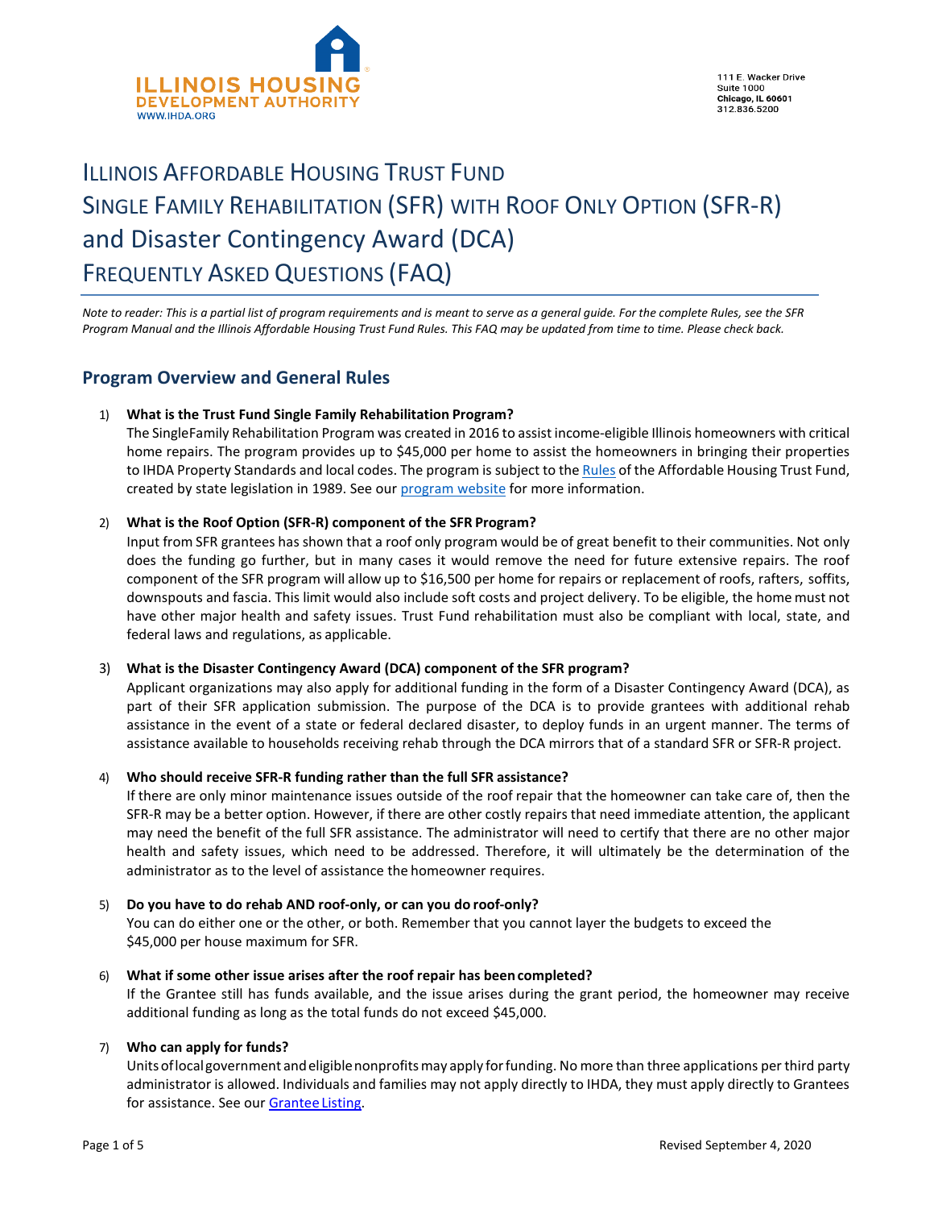ILLINOIS HOUSING DEVELOPMENT AUTHORITY
WWW.IHDA.ORG

111 E. Wacker Drive
Suite 1000
**Chicago, IL 60601**
312.836.5200

# ILLINOIS AFFORDABLE HOUSING TRUST FUND SINGLE FAMILY REHABILITATION (SFR) WITH ROOF ONLY OPTION (SFR-R) and Disaster Contingency Award (DCA) FREQUENTLY ASKED QUESTIONS (FAQ)

*Note to reader: This is a partial list of program requirements and is meant to serve as a general guide. For the complete Rules, see the SFR Program Manual and the Illinois Affordable Housing Trust Fund Rules. This FAQ may be updated from time to time. Please check back.*

## Program Overview and General Rules

1) **What is the Trust Fund Single Family Rehabilitation Program?**
The SingleFamily Rehabilitation Program was created in 2016 to assist income-eligible Illinois homeowners with critical home repairs. The program provides up to $45,000 per home to assist the homeowners in bringing their properties to IHDA Property Standards and local codes. The program is subject to the Rules of the Affordable Housing Trust Fund, created by state legislation in 1989. See our program website for more information.

2) **What is the Roof Option (SFR-R) component of the SFR Program?**
Input from SFR grantees has shown that a roof only program would be of great benefit to their communities. Not only does the funding go further, but in many cases it would remove the need for future extensive repairs. The roof component of the SFR program will allow up to $16,500 per home for repairs or replacement of roofs, rafters, soffits, downspouts and fascia. This limit would also include soft costs and project delivery. To be eligible, the home must not have other major health and safety issues. Trust Fund rehabilitation must also be compliant with local, state, and federal laws and regulations, as applicable.

3) **What is the Disaster Contingency Award (DCA) component of the SFR program?**
Applicant organizations may also apply for additional funding in the form of a Disaster Contingency Award (DCA), as part of their SFR application submission. The purpose of the DCA is to provide grantees with additional rehab assistance in the event of a state or federal declared disaster, to deploy funds in an urgent manner. The terms of assistance available to households receiving rehab through the DCA mirrors that of a standard SFR or SFR-R project.

4) **Who should receive SFR-R funding rather than the full SFR assistance?**
If there are only minor maintenance issues outside of the roof repair that the homeowner can take care of, then the SFR-R may be a better option. However, if there are other costly repairs that need immediate attention, the applicant may need the benefit of the full SFR assistance. The administrator will need to certify that there are no other major health and safety issues, which need to be addressed. Therefore, it will ultimately be the determination of the administrator as to the level of assistance the homeowner requires.

5) **Do you have to do rehab AND roof-only, or can you do roof-only?**
You can do either one or the other, or both. Remember that you cannot layer the budgets to exceed the $45,000 per house maximum for SFR.

6) **What if some other issue arises after the roof repair has been completed?**
If the Grantee still has funds available, and the issue arises during the grant period, the homeowner may receive additional funding as long as the total funds do not exceed $45,000.

7) **Who can apply for funds?**
Units of local government and eligible nonprofits may apply for funding. No more than three applications per third party administrator is allowed. Individuals and families may not apply directly to IHDA, they must apply directly to Grantees for assistance. See our Grantee Listing.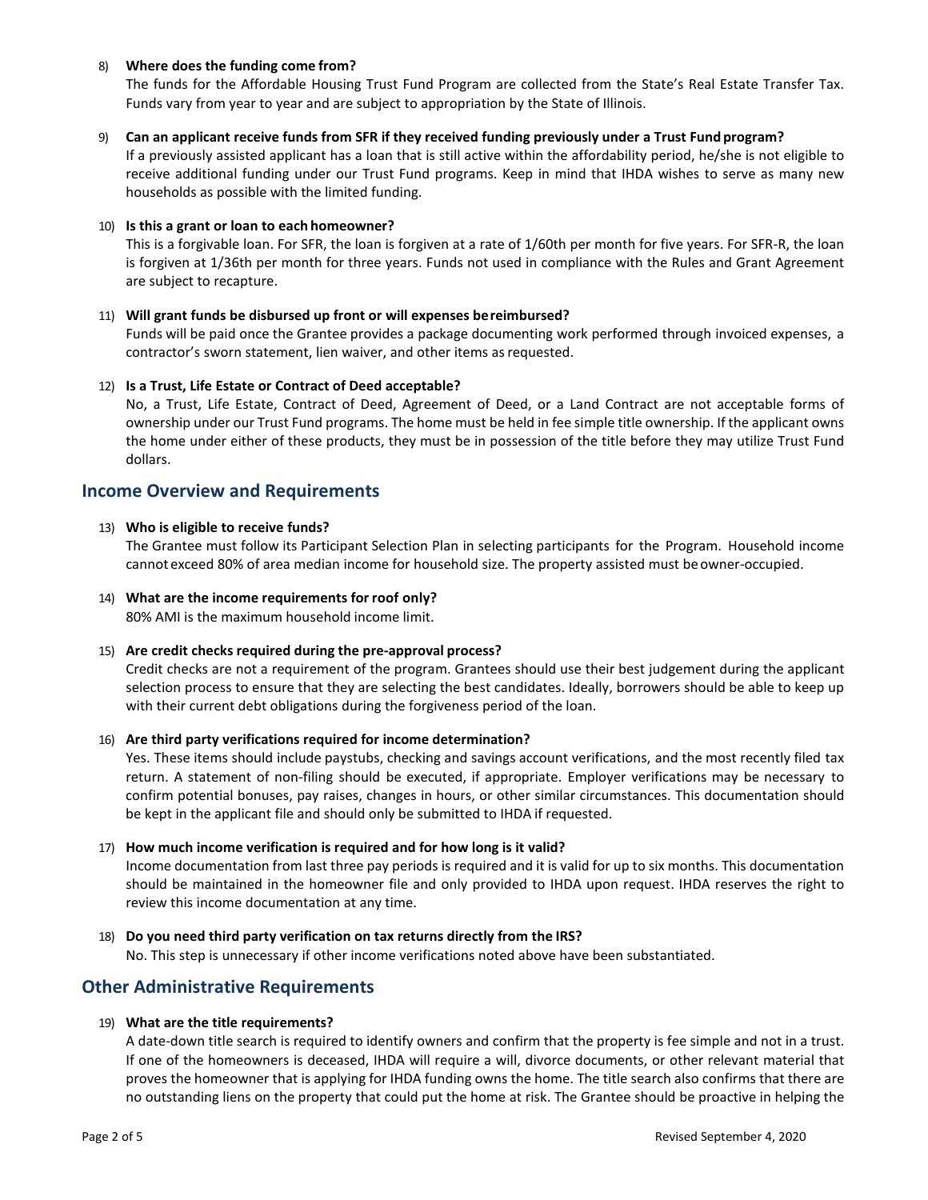8) **Where does the funding come from?**

   The funds for the Affordable Housing Trust Fund Program are collected from the State's Real Estate Transfer Tax. Funds vary from year to year and are subject to appropriation by the State of Illinois.

9) **Can an applicant receive funds from SFR if they received funding previously under a Trust Fund program?**

   If a previously assisted applicant has a loan that is still active within the affordability period, he/she is not eligible to receive additional funding under our Trust Fund programs. Keep in mind that IHDA wishes to serve as many new households as possible with the limited funding.

10) **Is this a grant or loan to each homeowner?**

    This is a forgivable loan. For SFR, the loan is forgiven at a rate of 1/60th per month for five years. For SFR-R, the loan is forgiven at 1/36th per month for three years. Funds not used in compliance with the Rules and Grant Agreement are subject to recapture.

11) **Will grant funds be disbursed up front or will expenses be reimbursed?**

    Funds will be paid once the Grantee provides a package documenting work performed through invoiced expenses, a contractor's sworn statement, lien waiver, and other items as requested.

12) **Is a Trust, Life Estate or Contract of Deed acceptable?**

    No, a Trust, Life Estate, Contract of Deed, Agreement of Deed, or a Land Contract are not acceptable forms of ownership under our Trust Fund programs. The home must be held in fee simple title ownership. If the applicant owns the home under either of these products, they must be in possession of the title before they may utilize Trust Fund dollars.

## Income Overview and Requirements

13) **Who is eligible to receive funds?**

    The Grantee must follow its Participant Selection Plan in selecting participants for the Program. Household income cannot exceed 80% of area median income for household size. The property assisted must be owner-occupied.

14) **What are the income requirements for roof only?**

    80% AMI is the maximum household income limit.

15) **Are credit checks required during the pre-approval process?**

    Credit checks are not a requirement of the program. Grantees should use their best judgement during the applicant selection process to ensure that they are selecting the best candidates. Ideally, borrowers should be able to keep up with their current debt obligations during the forgiveness period of the loan.

16) **Are third party verifications required for income determination?**

    Yes. These items should include paystubs, checking and savings account verifications, and the most recently filed tax return. A statement of non-filing should be executed, if appropriate. Employer verifications may be necessary to confirm potential bonuses, pay raises, changes in hours, or other similar circumstances. This documentation should be kept in the applicant file and should only be submitted to IHDA if requested.

17) **How much income verification is required and for how long is it valid?**

    Income documentation from last three pay periods is required and it is valid for up to six months. This documentation should be maintained in the homeowner file and only provided to IHDA upon request. IHDA reserves the right to review this income documentation at any time.

18) **Do you need third party verification on tax returns directly from the IRS?**

    No. This step is unnecessary if other income verifications noted above have been substantiated.

## Other Administrative Requirements

19) **What are the title requirements?**

    A date-down title search is required to identify owners and confirm that the property is fee simple and not in a trust. If one of the homeowners is deceased, IHDA will require a will, divorce documents, or other relevant material that proves the homeowner that is applying for IHDA funding owns the home. The title search also confirms that there are no outstanding liens on the property that could put the home at risk. The Grantee should be proactive in helping the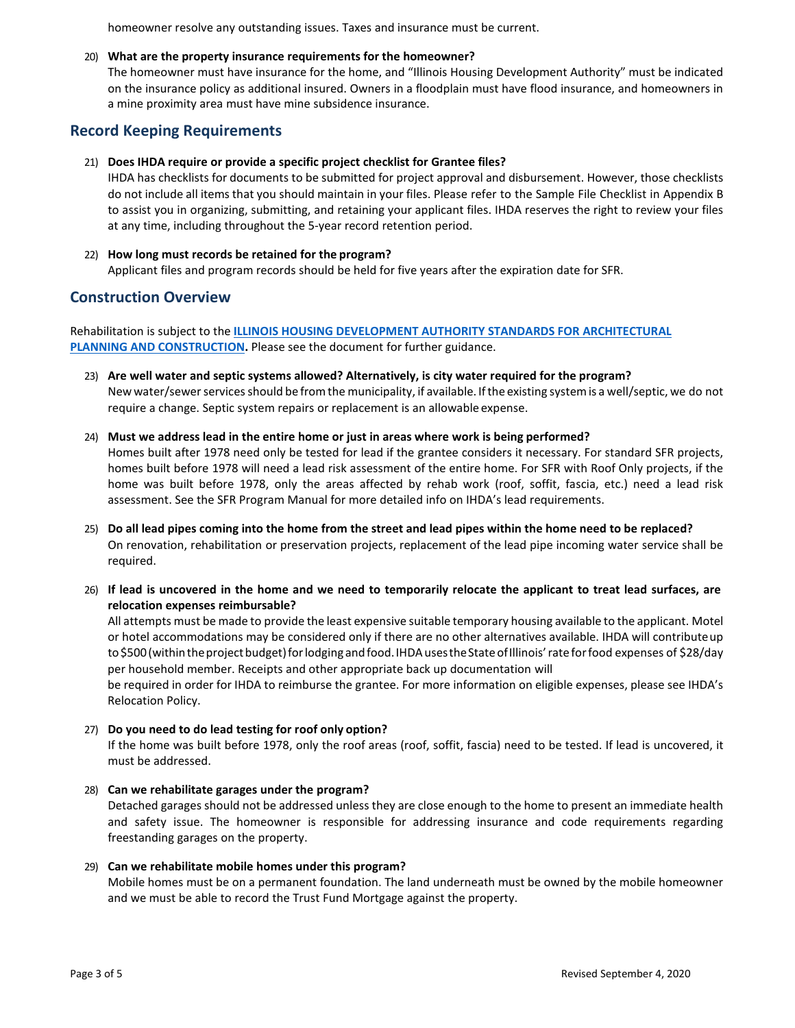homeowner resolve any outstanding issues. Taxes and insurance must be current.

20) **What are the property insurance requirements for the homeowner?**
The homeowner must have insurance for the home, and "Illinois Housing Development Authority" must be indicated on the insurance policy as additional insured. Owners in a floodplain must have flood insurance, and homeowners in a mine proximity area must have mine subsidence insurance.

## Record Keeping Requirements

21) **Does IHDA require or provide a specific project checklist for Grantee files?**
IHDA has checklists for documents to be submitted for project approval and disbursement. However, those checklists do not include all items that you should maintain in your files. Please refer to the Sample File Checklist in Appendix B to assist you in organizing, submitting, and retaining your applicant files. IHDA reserves the right to review your files at any time, including throughout the 5-year record retention period.

22) **How long must records be retained for the program?**
Applicant files and program records should be held for five years after the expiration date for SFR.

## Construction Overview

Rehabilitation is subject to the **ILLINOIS HOUSING DEVELOPMENT AUTHORITY STANDARDS FOR ARCHITECTURAL PLANNING AND CONSTRUCTION.** Please see the document for further guidance.

23) **Are well water and septic systems allowed? Alternatively, is city water required for the program?**
New water/sewer services should be from the municipality, if available. If the existing system is a well/septic, we do not require a change. Septic system repairs or replacement is an allowable expense.

24) **Must we address lead in the entire home or just in areas where work is being performed?**
Homes built after 1978 need only be tested for lead if the grantee considers it necessary. For standard SFR projects, homes built before 1978 will need a lead risk assessment of the entire home. For SFR with Roof Only projects, if the home was built before 1978, only the areas affected by rehab work (roof, soffit, fascia, etc.) need a lead risk assessment. See the SFR Program Manual for more detailed info on IHDA's lead requirements.

25) **Do all lead pipes coming into the home from the street and lead pipes within the home need to be replaced?**
On renovation, rehabilitation or preservation projects, replacement of the lead pipe incoming water service shall be required.

26) **If lead is uncovered in the home and we need to temporarily relocate the applicant to treat lead surfaces, are relocation expenses reimbursable?**
All attempts must be made to provide the least expensive suitable temporary housing available to the applicant. Motel or hotel accommodations may be considered only if there are no other alternatives available. IHDA will contribute up to $500 (within the project budget) for lodging and food. IHDA uses the State of Illinois' rate for food expenses of $28/day per household member. Receipts and other appropriate back up documentation will be required in order for IHDA to reimburse the grantee. For more information on eligible expenses, please see IHDA's Relocation Policy.

27) **Do you need to do lead testing for roof only option?**
If the home was built before 1978, only the roof areas (roof, soffit, fascia) need to be tested. If lead is uncovered, it must be addressed.

28) **Can we rehabilitate garages under the program?**
Detached garages should not be addressed unless they are close enough to the home to present an immediate health and safety issue. The homeowner is responsible for addressing insurance and code requirements regarding freestanding garages on the property.

29) **Can we rehabilitate mobile homes under this program?**
Mobile homes must be on a permanent foundation. The land underneath must be owned by the mobile homeowner and we must be able to record the Trust Fund Mortgage against the property.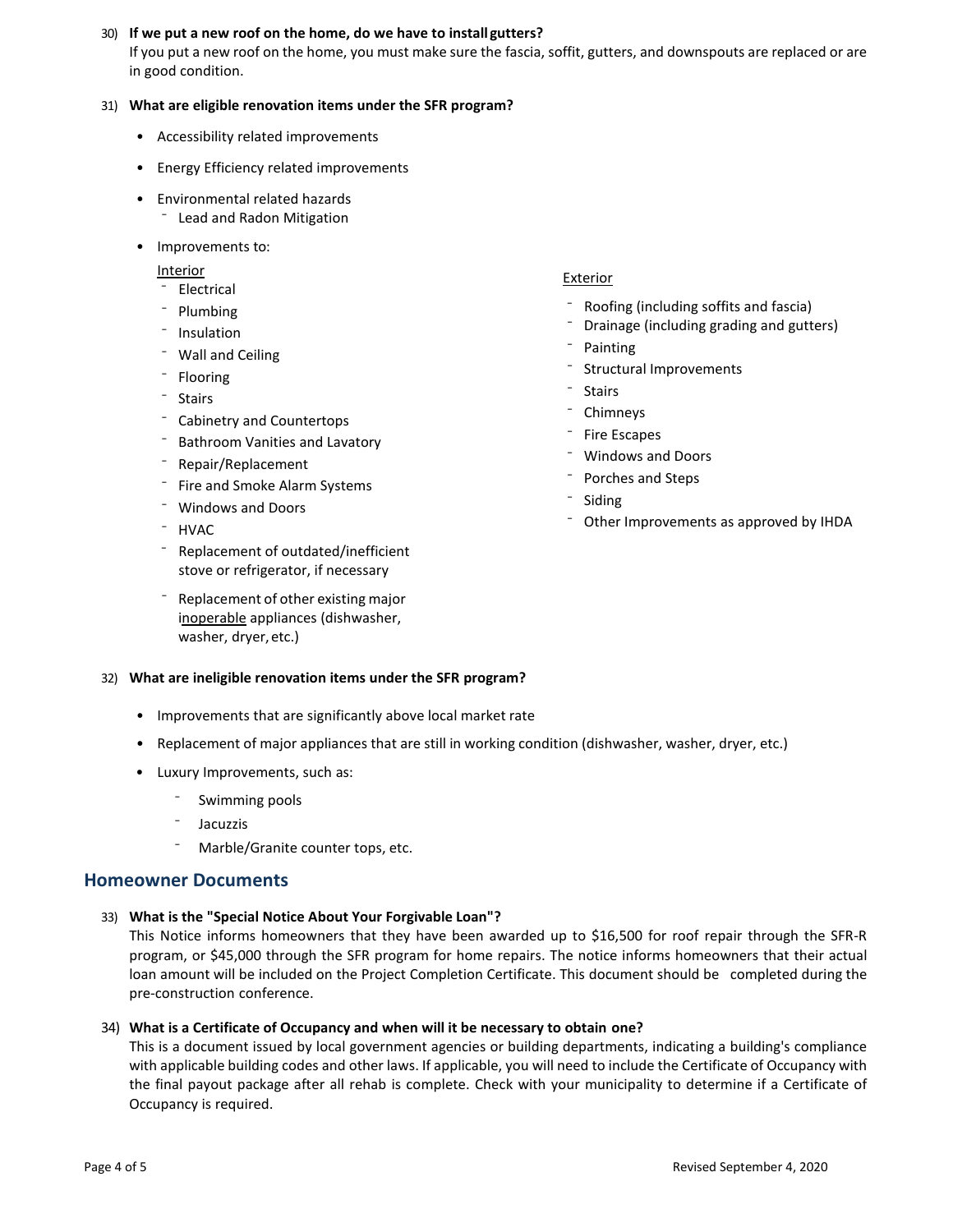30) **If we put a new roof on the home, do we have to install gutters?**
If you put a new roof on the home, you must make sure the fascia, soffit, gutters, and downspouts are replaced or are in good condition.

31) **What are eligible renovation items under the SFR program?**

- Accessibility related improvements
- Energy Efficiency related improvements
- Environmental related hazards
  - Lead and Radon Mitigation
- Improvements to:

Interior
- Electrical
- Plumbing
- Insulation
- Wall and Ceiling
- Flooring
- Stairs
- Cabinetry and Countertops
- Bathroom Vanities and Lavatory
- Repair/Replacement
- Fire and Smoke Alarm Systems
- Windows and Doors
- HVAC
- Replacement of outdated/inefficient stove or refrigerator, if necessary
- Replacement of other existing major inoperable appliances (dishwasher, washer, dryer, etc.)

Exterior
- Roofing (including soffits and fascia)
- Drainage (including grading and gutters)
- Painting
- Structural Improvements
- Stairs
- Chimneys
- Fire Escapes
- Windows and Doors
- Porches and Steps
- Siding
- Other Improvements as approved by IHDA

32) **What are ineligible renovation items under the SFR program?**

- Improvements that are significantly above local market rate
- Replacement of major appliances that are still in working condition (dishwasher, washer, dryer, etc.)
- Luxury Improvements, such as:
  - Swimming pools
  - Jacuzzis
  - Marble/Granite counter tops, etc.

## Homeowner Documents

33) **What is the "Special Notice About Your Forgivable Loan"?**
This Notice informs homeowners that they have been awarded up to $16,500 for roof repair through the SFR-R program, or $45,000 through the SFR program for home repairs. The notice informs homeowners that their actual loan amount will be included on the Project Completion Certificate. This document should be completed during the pre-construction conference.

34) **What is a Certificate of Occupancy and when will it be necessary to obtain one?**
This is a document issued by local government agencies or building departments, indicating a building's compliance with applicable building codes and other laws. If applicable, you will need to include the Certificate of Occupancy with the final payout package after all rehab is complete. Check with your municipality to determine if a Certificate of Occupancy is required.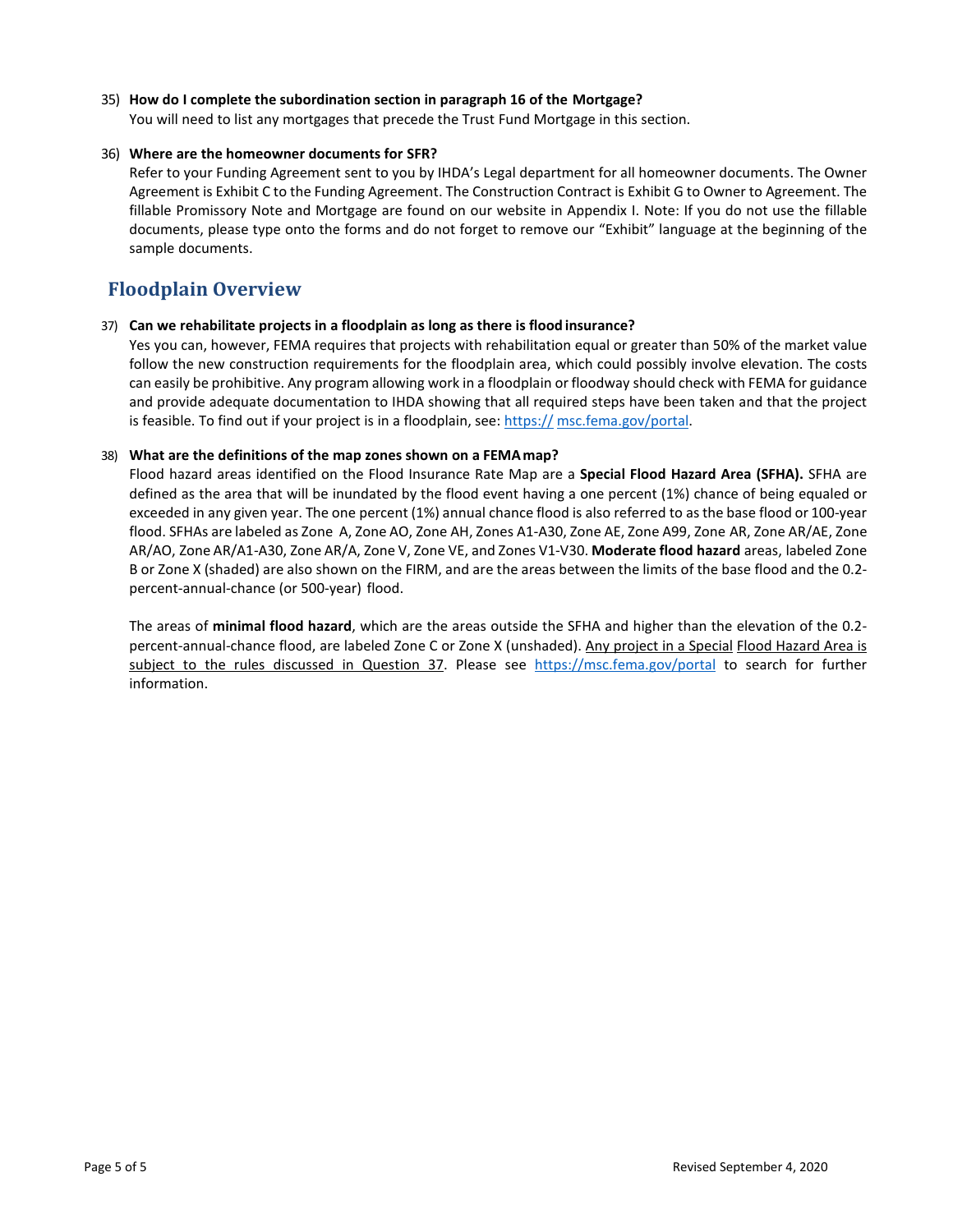35) **How do I complete the subordination section in paragraph 16 of the Mortgage?**
You will need to list any mortgages that precede the Trust Fund Mortgage in this section.

36) **Where are the homeowner documents for SFR?**
Refer to your Funding Agreement sent to you by IHDA's Legal department for all homeowner documents. The Owner Agreement is Exhibit C to the Funding Agreement. The Construction Contract is Exhibit G to Owner to Agreement. The fillable Promissory Note and Mortgage are found on our website in Appendix I. Note: If you do not use the fillable documents, please type onto the forms and do not forget to remove our "Exhibit" language at the beginning of the sample documents.

## Floodplain Overview

37) **Can we rehabilitate projects in a floodplain as long as there is flood insurance?**
Yes you can, however, FEMA requires that projects with rehabilitation equal or greater than 50% of the market value follow the new construction requirements for the floodplain area, which could possibly involve elevation. The costs can easily be prohibitive. Any program allowing work in a floodplain or floodway should check with FEMA for guidance and provide adequate documentation to IHDA showing that all required steps have been taken and that the project is feasible. To find out if your project is in a floodplain, see: https:// msc.fema.gov/portal.

38) **What are the definitions of the map zones shown on a FEMA map?**
Flood hazard areas identified on the Flood Insurance Rate Map are a **Special Flood Hazard Area (SFHA).** SFHA are defined as the area that will be inundated by the flood event having a one percent (1%) chance of being equaled or exceeded in any given year. The one percent (1%) annual chance flood is also referred to as the base flood or 100-year flood. SFHAs are labeled as Zone A, Zone AO, Zone AH, Zones A1-A30, Zone AE, Zone A99, Zone AR, Zone AR/AE, Zone AR/AO, Zone AR/A1-A30, Zone AR/A, Zone V, Zone VE, and Zones V1-V30. **Moderate flood hazard** areas, labeled Zone B or Zone X (shaded) are also shown on the FIRM, and are the areas between the limits of the base flood and the 0.2-percent-annual-chance (or 500-year) flood.

The areas of **minimal flood hazard**, which are the areas outside the SFHA and higher than the elevation of the 0.2-percent-annual-chance flood, are labeled Zone C or Zone X (unshaded). Any project in a Special Flood Hazard Area is subject to the rules discussed in Question 37. Please see https://msc.fema.gov/portal to search for further information.